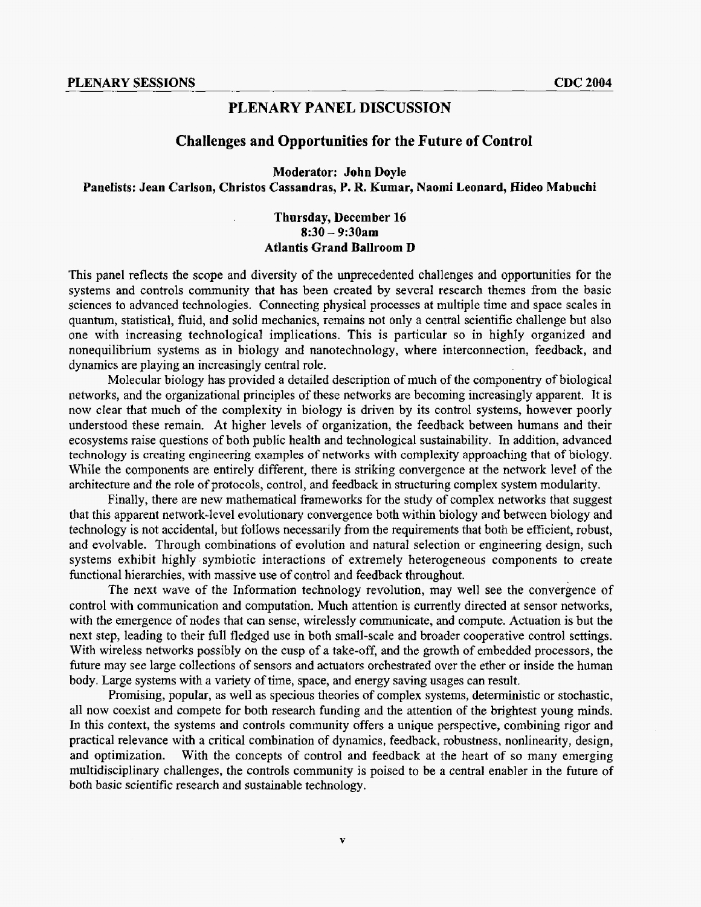# PLENARY PANEL DISCUSSION

## Challenges and Opportunities for the Future of Control

**Moderator: John Doyle**
**Panelists: Jean Carlson, Christos Cassandras, P. R. Kumar, Naomi Leonard, Hideo Mabuchi**

**Thursday, December 16**
**8:30 – 9:30am**
**Atlantis Grand Ballroom D**

This panel reflects the scope and diversity of the unprecedented challenges and opportunities for the systems and controls community that has been created by several research themes from the basic sciences to advanced technologies. Connecting physical processes at multiple time and space scales in quantum, statistical, fluid, and solid mechanics, remains not only a central scientific challenge but also one with increasing technological implications. This is particular so in highly organized and nonequilibrium systems as in biology and nanotechnology, where interconnection, feedback, and dynamics are playing an increasingly central role.

Molecular biology has provided a detailed description of much of the componentry of biological networks, and the organizational principles of these networks are becoming increasingly apparent. It is now clear that much of the complexity in biology is driven by its control systems, however poorly understood these remain. At higher levels of organization, the feedback between humans and their ecosystems raise questions of both public health and technological sustainability. In addition, advanced technology is creating engineering examples of networks with complexity approaching that of biology. While the components are entirely different, there is striking convergence at the network level of the architecture and the role of protocols, control, and feedback in structuring complex system modularity.

Finally, there are new mathematical frameworks for the study of complex networks that suggest that this apparent network-level evolutionary convergence both within biology and between biology and technology is not accidental, but follows necessarily from the requirements that both be efficient, robust, and evolvable. Through combinations of evolution and natural selection or engineering design, such systems exhibit highly symbiotic interactions of extremely heterogeneous components to create functional hierarchies, with massive use of control and feedback throughout.

The next wave of the Information technology revolution, may well see the convergence of control with communication and computation. Much attention is currently directed at sensor networks, with the emergence of nodes that can sense, wirelessly communicate, and compute. Actuation is but the next step, leading to their full fledged use in both small-scale and broader cooperative control settings. With wireless networks possibly on the cusp of a take-off, and the growth of embedded processors, the future may see large collections of sensors and actuators orchestrated over the ether or inside the human body. Large systems with a variety of time, space, and energy saving usages can result.

Promising, popular, as well as specious theories of complex systems, deterministic or stochastic, all now coexist and compete for both research funding and the attention of the brightest young minds. In this context, the systems and controls community offers a unique perspective, combining rigor and practical relevance with a critical combination of dynamics, feedback, robustness, nonlinearity, design, and optimization. With the concepts of control and feedback at the heart of so many emerging multidisciplinary challenges, the controls community is poised to be a central enabler in the future of both basic scientific research and sustainable technology.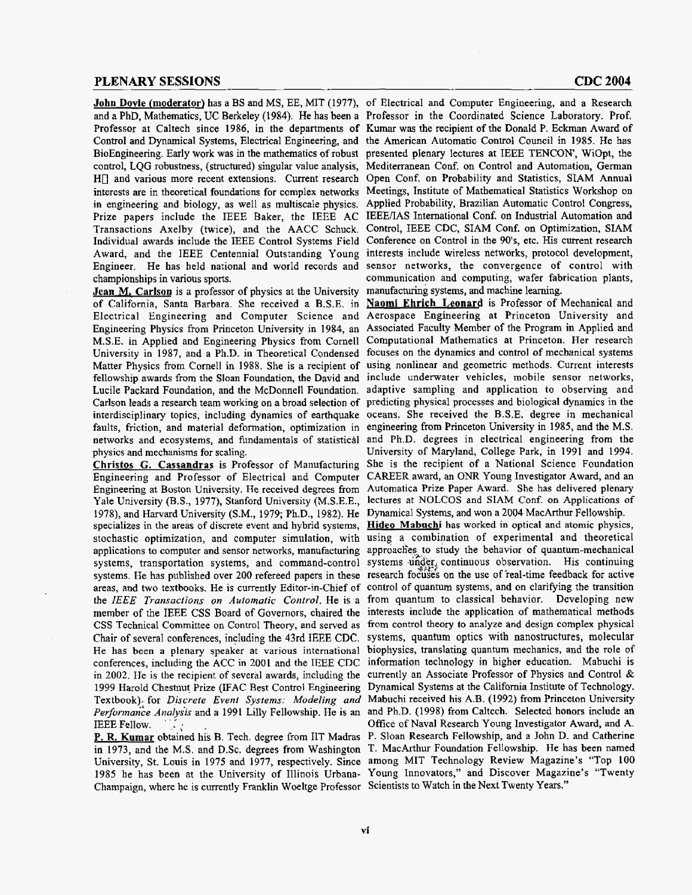**John Doyle (moderator)** has a BS and MS, EE, MIT (1977), and a PhD, Mathematics, UC Berkeley (1984). He has been a Professor at Caltech since 1986, in the departments of Control and Dynamical Systems, Electrical Engineering, and BioEngineering. Early work was in the mathematics of robust control, LQG robustness, (structured) singular value analysis, H∞ and various more recent extensions. Current research interests are in theoretical foundations for complex networks in engineering and biology, as well as multiscale physics. Prize papers include the IEEE Baker, the IEEE AC Transactions Axelby (twice), and the AACC Schuck. Individual awards include the IEEE Control Systems Field Award, and the IEEE Centennial Outstanding Young Engineer. He has held national and world records and championships in various sports.

**Jean M. Carlson** is a professor of physics at the University of California, Santa Barbara. She received a B.S.E. in Electrical Engineering and Computer Science and Engineering Physics from Princeton University in 1984, an M.S.E. in Applied and Engineering Physics from Cornell University in 1987, and a Ph.D. in Theoretical Condensed Matter Physics from Cornell in 1988. She is a recipient of fellowship awards from the Sloan Foundation, the David and Lucile Packard Foundation, and the McDonnell Foundation. Carlson leads a research team working on a broad selection of interdisciplinary topics, including dynamics of earthquake faults, friction, and material deformation, optimization in networks and ecosystems, and fundamentals of statistical physics and mechanisms for scaling.

**Christos G. Cassandras** is Professor of Manufacturing Engineering and Professor of Electrical and Computer Engineering at Boston University. He received degrees from Yale University (B.S., 1977), Stanford University (M.S.E.E., 1978), and Harvard University (S.M., 1979; Ph.D., 1982). He specializes in the areas of discrete event and hybrid systems, stochastic optimization, and computer simulation, with applications to computer and sensor networks, manufacturing systems, transportation systems, and command-control systems. He has published over 200 refereed papers in these areas, and two textbooks. He is currently Editor-in-Chief of the *IEEE Transactions on Automatic Control*. He is a member of the IEEE CSS Board of Governors, chaired the CSS Technical Committee on Control Theory, and served as Chair of several conferences, including the 43rd IEEE CDC. He has been a plenary speaker at various international conferences, including the ACC in 2001 and the IEEE CDC in 2002. He is the recipient of several awards, including the 1999 Harold Chestnut Prize (IFAC Best Control Engineering Textbook) for *Discrete Event Systems: Modeling and Performance Analysis* and a 1991 Lilly Fellowship. He is an IEEE Fellow.

**P. R. Kumar** obtained his B. Tech. degree from IIT Madras in 1973, and the M.S. and D.Sc. degrees from Washington University, St. Louis in 1975 and 1977, respectively. Since 1985 he has been at the University of Illinois Urbana-Champaign, where he is currently Franklin Woeltge Professor of Electrical and Computer Engineering, and a Research Professor in the Coordinated Science Laboratory. Prof. Kumar was the recipient of the Donald P. Eckman Award of the American Automatic Control Council in 1985. He has presented plenary lectures at IEEE TENCON', WiOpt, the Mediterranean Conf. on Control and Automation, German Open Conf. on Probability and Statistics, SIAM Annual Meetings, Institute of Mathematical Statistics Workshop on Applied Probability, Brazilian Automatic Control Congress, IEEE/IAS International Conf. on Industrial Automation and Control, IEEE CDC, SIAM Conf. on Optimization, SIAM Conference on Control in the 90's, etc. His current research interests include wireless networks, protocol development, sensor networks, the convergence of control with communication and computing, wafer fabrication plants, manufacturing systems, and machine learning.

**Naomi Ehrich Leonard** is Professor of Mechanical and Aerospace Engineering at Princeton University and Associated Faculty Member of the Program in Applied and Computational Mathematics at Princeton. Her research focuses on the dynamics and control of mechanical systems using nonlinear and geometric methods. Current interests include underwater vehicles, mobile sensor networks, adaptive sampling and application to observing and predicting physical processes and biological dynamics in the oceans. She received the B.S.E. degree in mechanical engineering from Princeton University in 1985, and the M.S. and Ph.D. degrees in electrical engineering from the University of Maryland, College Park, in 1991 and 1994. She is the recipient of a National Science Foundation CAREER award, an ONR Young Investigator Award, and an Automatica Prize Paper Award. She has delivered plenary lectures at NOLCOS and SIAM Conf. on Applications of Dynamical Systems, and won a 2004 MacArthur Fellowship.

**Hideo Mabuchi** has worked in optical and atomic physics, using a combination of experimental and theoretical approaches to study the behavior of quantum-mechanical systems under continuous observation. His continuing research focuses on the use of real-time feedback for active control of quantum systems, and on clarifying the transition from quantum to classical behavior. Developing new interests include the application of mathematical methods from control theory to analyze and design complex physical systems, quantum optics with nanostructures, molecular biophysics, translating quantum mechanics, and the role of information technology in higher education. Mabuchi is currently an Associate Professor of Physics and Control & Dynamical Systems at the California Institute of Technology. Mabuchi received his A.B. (1992) from Princeton University and Ph.D. (1998) from Caltech. Selected honors include an Office of Naval Research Young Investigator Award, and A. P. Sloan Research Fellowship, and a John D. and Catherine T. MacArthur Foundation Fellowship. He has been named among MIT Technology Review Magazine's "Top 100 Young Innovators," and Discover Magazine's "Twenty Scientists to Watch in the Next Twenty Years."